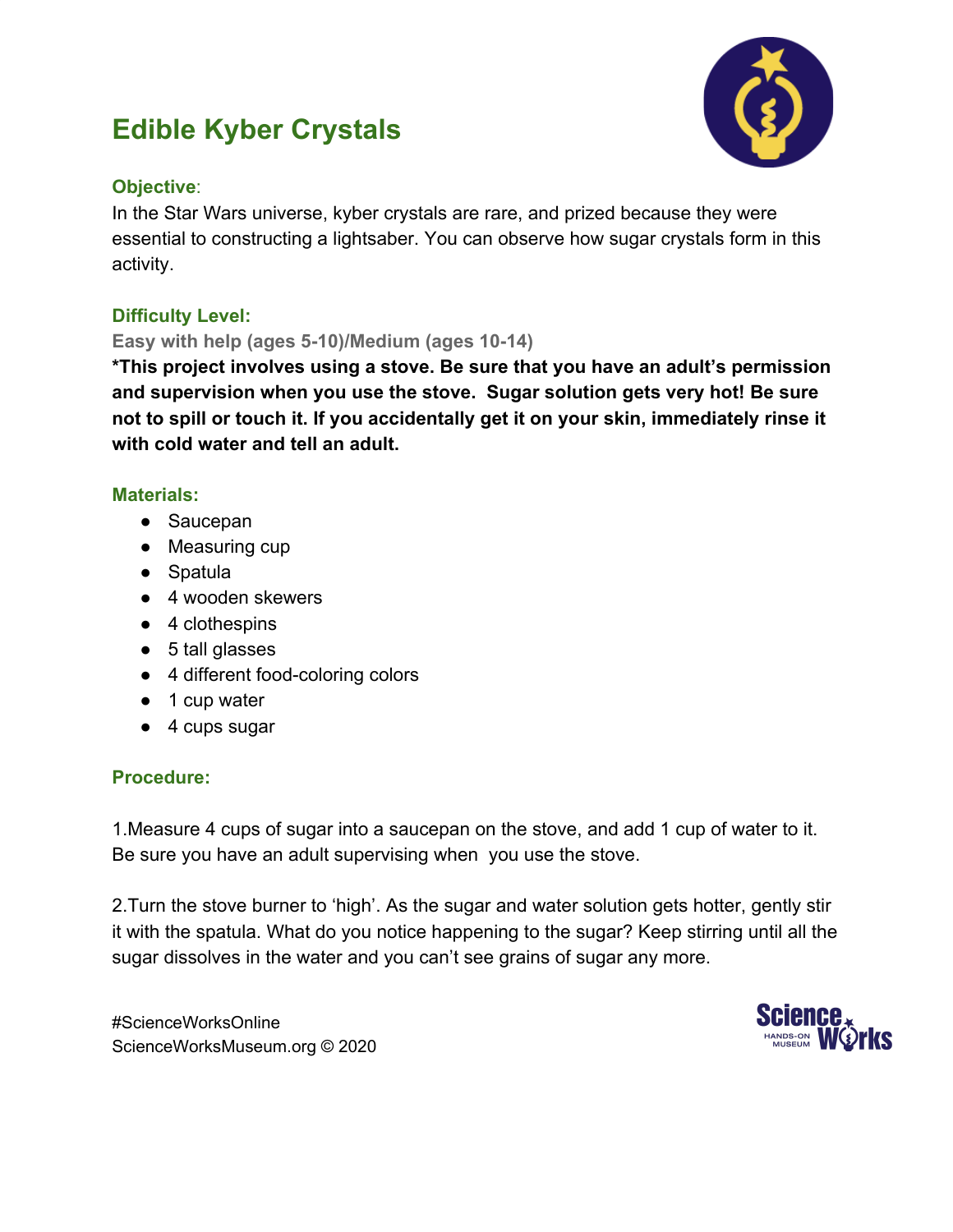# Edible Kyber Crystals

### Objective:

In the Star Wars universe, kyber crystals are rare, and prized because they were essential to constructing a lightsaber. You can observe how sugar crystals form in this activity.

### Difficulty Level:

**Easy with help (ages 5-10)/Medium (ages 10-14)**

***This project involves using a stove. Be sure that you have an adult's permission and supervision when you use the stove. Sugar solution gets very hot! Be sure not to spill or touch it. If you accidentally get it on your skin, immediately rinse it with cold water and tell an adult.**

### Materials:

- Saucepan
- Measuring cup
- Spatula
- 4 wooden skewers
- 4 clothespins
- 5 tall glasses
- 4 different food-coloring colors
- 1 cup water
- 4 cups sugar

### Procedure:

1.Measure 4 cups of sugar into a saucepan on the stove, and add 1 cup of water to it. Be sure you have an adult supervising when you use the stove.

2.Turn the stove burner to 'high'. As the sugar and water solution gets hotter, gently stir it with the spatula. What do you notice happening to the sugar? Keep stirring until all the sugar dissolves in the water and you can't see grains of sugar any more.

#ScienceWorksOnline
ScienceWorksMuseum.org © 2020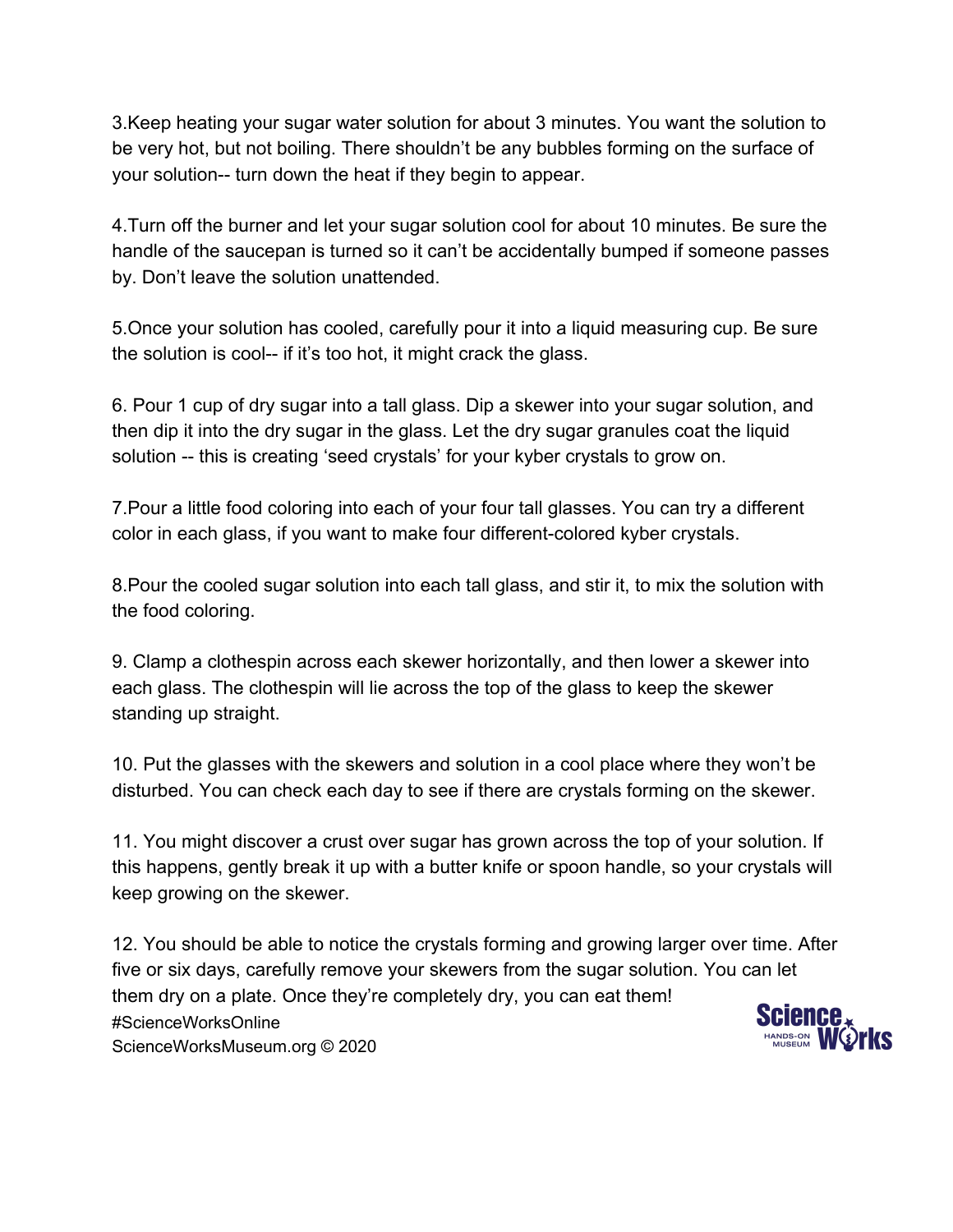3.Keep heating your sugar water solution for about 3 minutes. You want the solution to be very hot, but not boiling. There shouldn't be any bubbles forming on the surface of your solution-- turn down the heat if they begin to appear.

4.Turn off the burner and let your sugar solution cool for about 10 minutes. Be sure the handle of the saucepan is turned so it can't be accidentally bumped if someone passes by. Don't leave the solution unattended.

5.Once your solution has cooled, carefully pour it into a liquid measuring cup. Be sure the solution is cool-- if it's too hot, it might crack the glass.

6. Pour 1 cup of dry sugar into a tall glass. Dip a skewer into your sugar solution, and then dip it into the dry sugar in the glass. Let the dry sugar granules coat the liquid solution -- this is creating 'seed crystals' for your kyber crystals to grow on.

7.Pour a little food coloring into each of your four tall glasses. You can try a different color in each glass, if you want to make four different-colored kyber crystals.

8.Pour the cooled sugar solution into each tall glass, and stir it, to mix the solution with the food coloring.

9. Clamp a clothespin across each skewer horizontally, and then lower a skewer into each glass. The clothespin will lie across the top of the glass to keep the skewer standing up straight.

10. Put the glasses with the skewers and solution in a cool place where they won't be disturbed. You can check each day to see if there are crystals forming on the skewer.

11. You might discover a crust over sugar has grown across the top of your solution. If this happens, gently break it up with a butter knife or spoon handle, so your crystals will keep growing on the skewer.

12. You should be able to notice the crystals forming and growing larger over time. After five or six days, carefully remove your skewers from the sugar solution. You can let them dry on a plate. Once they're completely dry, you can eat them!

#ScienceWorksOnline
ScienceWorksMuseum.org © 2020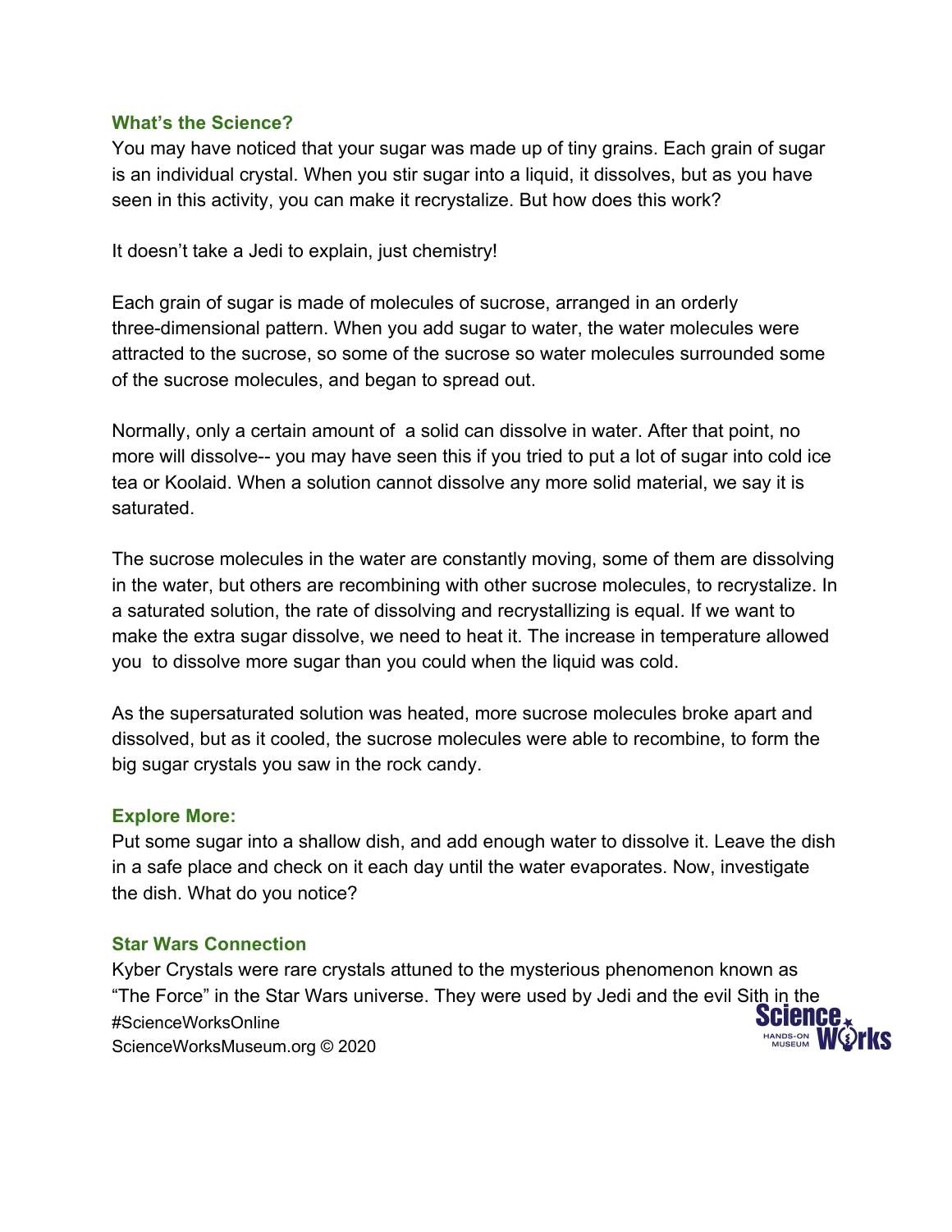### What's the Science?

You may have noticed that your sugar was made up of tiny grains. Each grain of sugar is an individual crystal. When you stir sugar into a liquid, it dissolves, but as you have seen in this activity, you can make it recrystalize. But how does this work?

It doesn't take a Jedi to explain, just chemistry!

Each grain of sugar is made of molecules of sucrose, arranged in an orderly three-dimensional pattern. When you add sugar to water, the water molecules were attracted to the sucrose, so some of the sucrose so water molecules surrounded some of the sucrose molecules, and began to spread out.

Normally, only a certain amount of  a solid can dissolve in water. After that point, no more will dissolve-- you may have seen this if you tried to put a lot of sugar into cold ice tea or Koolaid. When a solution cannot dissolve any more solid material, we say it is saturated.

The sucrose molecules in the water are constantly moving, some of them are dissolving in the water, but others are recombining with other sucrose molecules, to recrystalize. In a saturated solution, the rate of dissolving and recrystallizing is equal. If we want to make the extra sugar dissolve, we need to heat it. The increase in temperature allowed you  to dissolve more sugar than you could when the liquid was cold.

As the supersaturated solution was heated, more sucrose molecules broke apart and dissolved, but as it cooled, the sucrose molecules were able to recombine, to form the big sugar crystals you saw in the rock candy.

### Explore More:

Put some sugar into a shallow dish, and add enough water to dissolve it. Leave the dish in a safe place and check on it each day until the water evaporates. Now, investigate the dish. What do you notice?

### Star Wars Connection

Kyber Crystals were rare crystals attuned to the mysterious phenomenon known as "The Force" in the Star Wars universe. They were used by Jedi and the evil Sith in the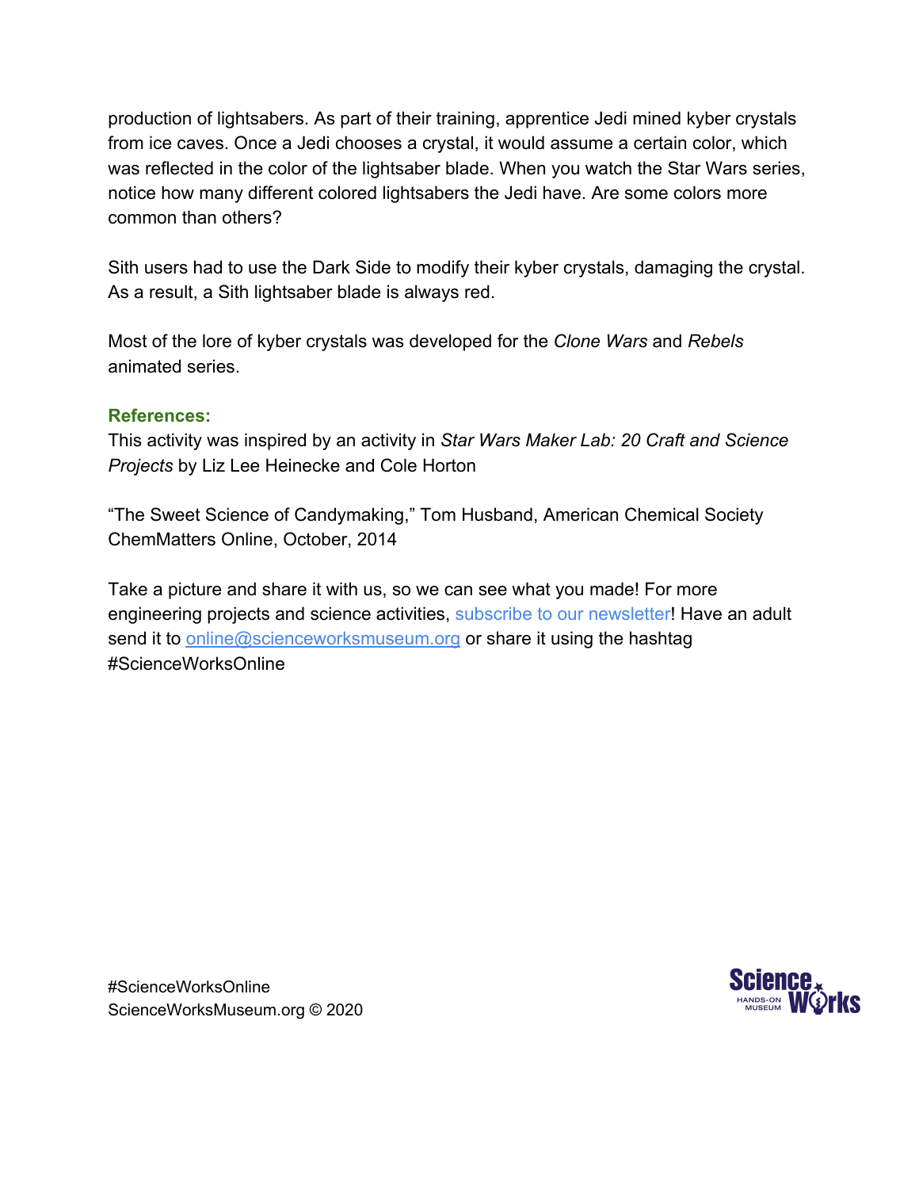production of lightsabers. As part of their training, apprentice Jedi mined kyber crystals from ice caves. Once a Jedi chooses a crystal, it would assume a certain color, which was reflected in the color of the lightsaber blade. When you watch the Star Wars series, notice how many different colored lightsabers the Jedi have. Are some colors more common than others?

Sith users had to use the Dark Side to modify their kyber crystals, damaging the crystal. As a result, a Sith lightsaber blade is always red.

Most of the lore of kyber crystals was developed for the *Clone Wars* and *Rebels* animated series.

**References:**

This activity was inspired by an activity in *Star Wars Maker Lab: 20 Craft and Science Projects* by Liz Lee Heinecke and Cole Horton

"The Sweet Science of Candymaking," Tom Husband, American Chemical Society ChemMatters Online, October, 2014

Take a picture and share it with us, so we can see what you made! For more engineering projects and science activities, subscribe to our newsletter! Have an adult send it to online@scienceworksmuseum.org or share it using the hashtag #ScienceWorksOnline